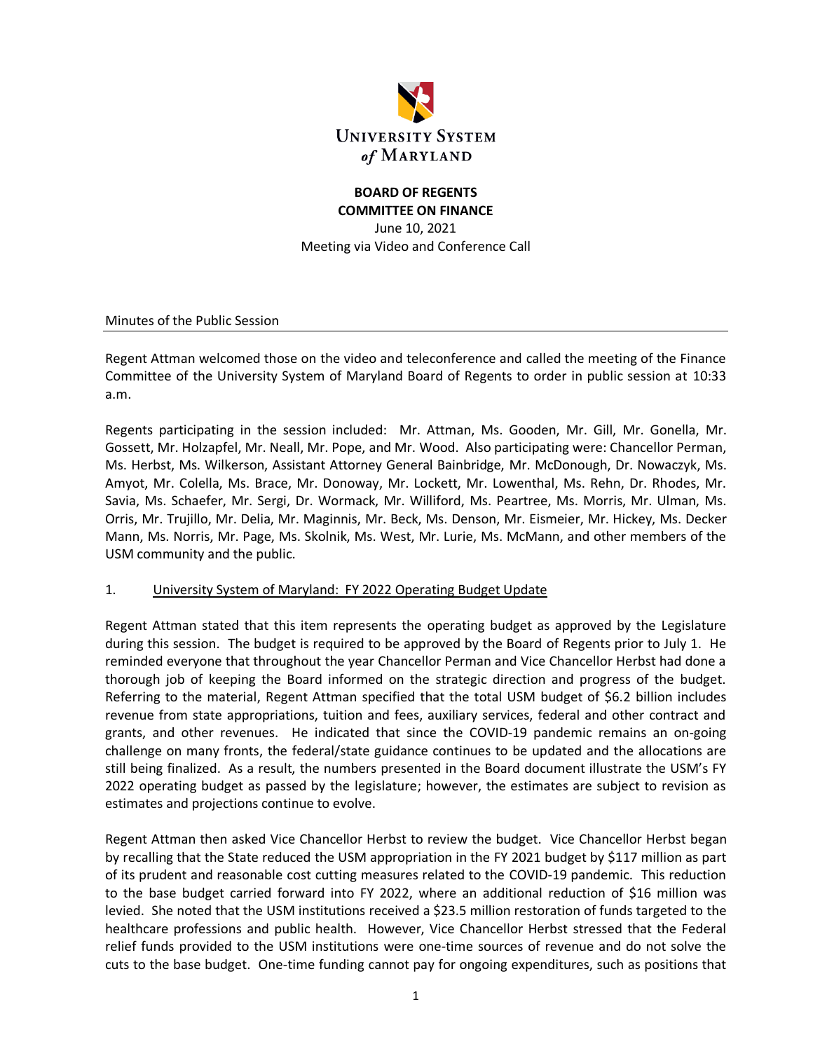UNIVERSITY SYSTEM *of* MARYLAND

**BOARD OF REGENTS**
**COMMITTEE ON FINANCE**
June 10, 2021
Meeting via Video and Conference Call

Minutes of the Public Session

Regent Attman welcomed those on the video and teleconference and called the meeting of the Finance Committee of the University System of Maryland Board of Regents to order in public session at 10:33 a.m.

Regents participating in the session included: Mr. Attman, Ms. Gooden, Mr. Gill, Mr. Gonella, Mr. Gossett, Mr. Holzapfel, Mr. Neall, Mr. Pope, and Mr. Wood. Also participating were: Chancellor Perman, Ms. Herbst, Ms. Wilkerson, Assistant Attorney General Bainbridge, Mr. McDonough, Dr. Nowaczyk, Ms. Amyot, Mr. Colella, Ms. Brace, Mr. Donoway, Mr. Lockett, Mr. Lowenthal, Ms. Rehn, Dr. Rhodes, Mr. Savia, Ms. Schaefer, Mr. Sergi, Dr. Wormack, Mr. Williford, Ms. Peartree, Ms. Morris, Mr. Ulman, Ms. Orris, Mr. Trujillo, Mr. Delia, Mr. Maginnis, Mr. Beck, Ms. Denson, Mr. Eismeier, Mr. Hickey, Ms. Decker Mann, Ms. Norris, Mr. Page, Ms. Skolnik, Ms. West, Mr. Lurie, Ms. McMann, and other members of the USM community and the public.

1. University System of Maryland: FY 2022 Operating Budget Update

Regent Attman stated that this item represents the operating budget as approved by the Legislature during this session. The budget is required to be approved by the Board of Regents prior to July 1. He reminded everyone that throughout the year Chancellor Perman and Vice Chancellor Herbst had done a thorough job of keeping the Board informed on the strategic direction and progress of the budget. Referring to the material, Regent Attman specified that the total USM budget of $6.2 billion includes revenue from state appropriations, tuition and fees, auxiliary services, federal and other contract and grants, and other revenues. He indicated that since the COVID-19 pandemic remains an on-going challenge on many fronts, the federal/state guidance continues to be updated and the allocations are still being finalized. As a result, the numbers presented in the Board document illustrate the USM's FY 2022 operating budget as passed by the legislature; however, the estimates are subject to revision as estimates and projections continue to evolve.

Regent Attman then asked Vice Chancellor Herbst to review the budget. Vice Chancellor Herbst began by recalling that the State reduced the USM appropriation in the FY 2021 budget by $117 million as part of its prudent and reasonable cost cutting measures related to the COVID-19 pandemic. This reduction to the base budget carried forward into FY 2022, where an additional reduction of $16 million was levied. She noted that the USM institutions received a $23.5 million restoration of funds targeted to the healthcare professions and public health. However, Vice Chancellor Herbst stressed that the Federal relief funds provided to the USM institutions were one-time sources of revenue and do not solve the cuts to the base budget. One-time funding cannot pay for ongoing expenditures, such as positions that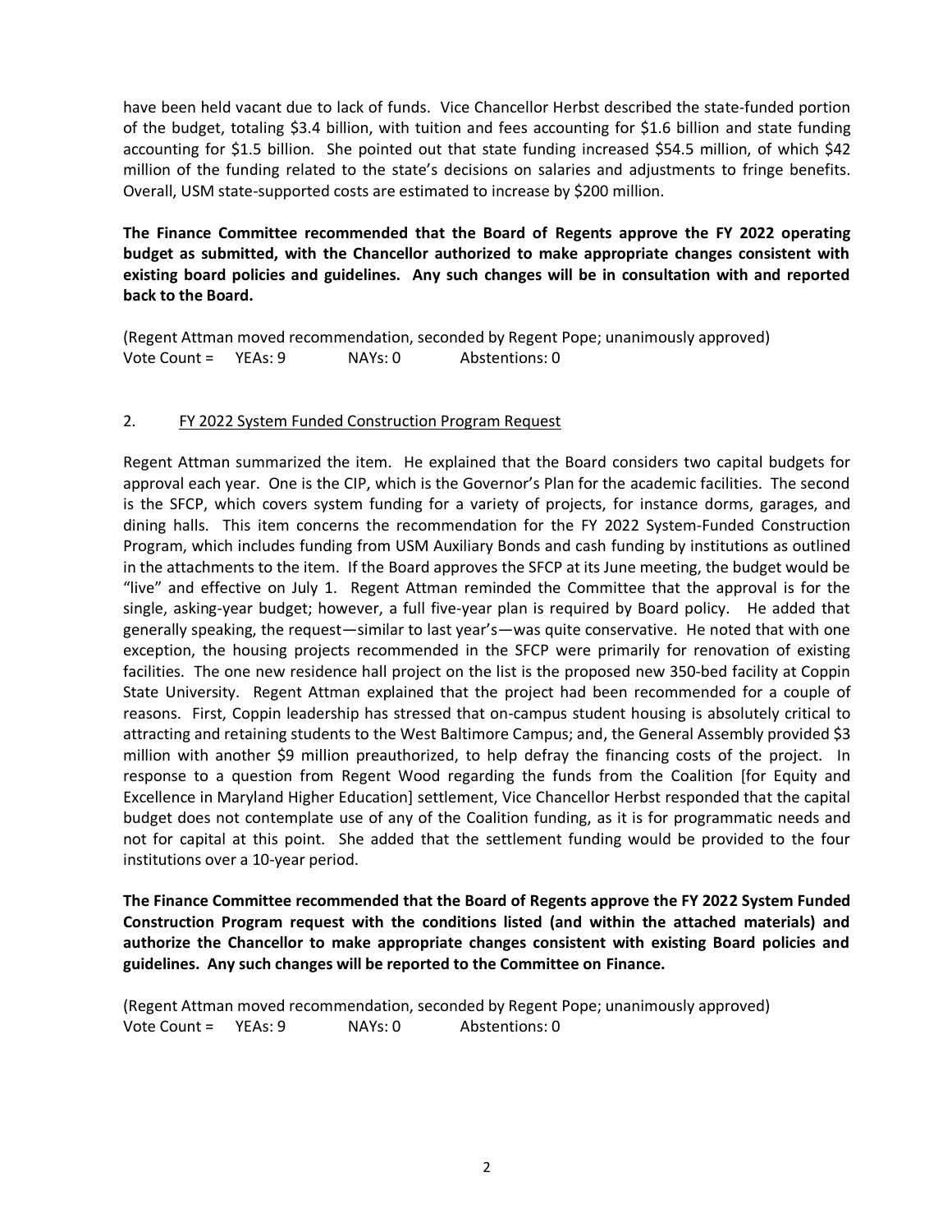have been held vacant due to lack of funds. Vice Chancellor Herbst described the state-funded portion of the budget, totaling $3.4 billion, with tuition and fees accounting for $1.6 billion and state funding accounting for $1.5 billion. She pointed out that state funding increased $54.5 million, of which $42 million of the funding related to the state's decisions on salaries and adjustments to fringe benefits. Overall, USM state-supported costs are estimated to increase by $200 million.

**The Finance Committee recommended that the Board of Regents approve the FY 2022 operating budget as submitted, with the Chancellor authorized to make appropriate changes consistent with existing board policies and guidelines. Any such changes will be in consultation with and reported back to the Board.**

(Regent Attman moved recommendation, seconded by Regent Pope; unanimously approved)
Vote Count = YEAs: 9 NAYs: 0 Abstentions: 0

2. <u>FY 2022 System Funded Construction Program Request</u>

Regent Attman summarized the item. He explained that the Board considers two capital budgets for approval each year. One is the CIP, which is the Governor's Plan for the academic facilities. The second is the SFCP, which covers system funding for a variety of projects, for instance dorms, garages, and dining halls. This item concerns the recommendation for the FY 2022 System-Funded Construction Program, which includes funding from USM Auxiliary Bonds and cash funding by institutions as outlined in the attachments to the item. If the Board approves the SFCP at its June meeting, the budget would be "live" and effective on July 1. Regent Attman reminded the Committee that the approval is for the single, asking-year budget; however, a full five-year plan is required by Board policy. He added that generally speaking, the request—similar to last year's—was quite conservative. He noted that with one exception, the housing projects recommended in the SFCP were primarily for renovation of existing facilities. The one new residence hall project on the list is the proposed new 350-bed facility at Coppin State University. Regent Attman explained that the project had been recommended for a couple of reasons. First, Coppin leadership has stressed that on-campus student housing is absolutely critical to attracting and retaining students to the West Baltimore Campus; and, the General Assembly provided $3 million with another $9 million preauthorized, to help defray the financing costs of the project. In response to a question from Regent Wood regarding the funds from the Coalition [for Equity and Excellence in Maryland Higher Education] settlement, Vice Chancellor Herbst responded that the capital budget does not contemplate use of any of the Coalition funding, as it is for programmatic needs and not for capital at this point. She added that the settlement funding would be provided to the four institutions over a 10-year period.

**The Finance Committee recommended that the Board of Regents approve the FY 2022 System Funded Construction Program request with the conditions listed (and within the attached materials) and authorize the Chancellor to make appropriate changes consistent with existing Board policies and guidelines. Any such changes will be reported to the Committee on Finance.**

(Regent Attman moved recommendation, seconded by Regent Pope; unanimously approved)
Vote Count = YEAs: 9 NAYs: 0 Abstentions: 0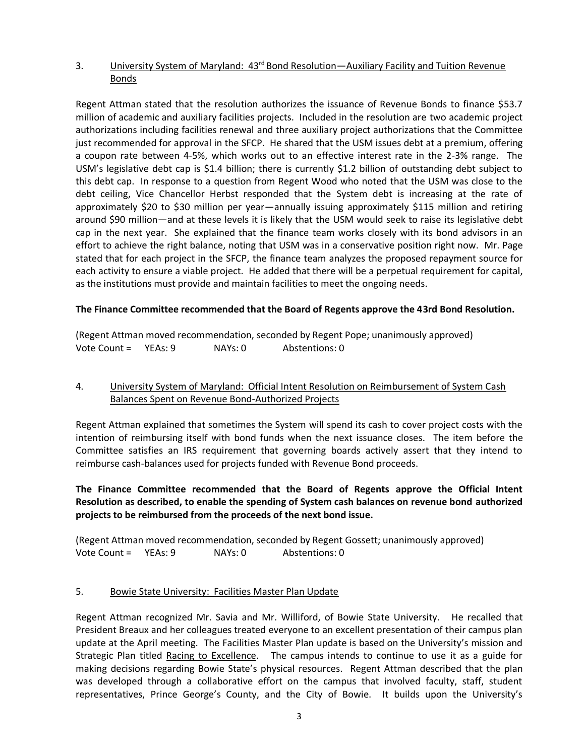3. University System of Maryland: 43rd Bond Resolution—Auxiliary Facility and Tuition Revenue Bonds

Regent Attman stated that the resolution authorizes the issuance of Revenue Bonds to finance $53.7 million of academic and auxiliary facilities projects. Included in the resolution are two academic project authorizations including facilities renewal and three auxiliary project authorizations that the Committee just recommended for approval in the SFCP. He shared that the USM issues debt at a premium, offering a coupon rate between 4-5%, which works out to an effective interest rate in the 2-3% range. The USM's legislative debt cap is $1.4 billion; there is currently $1.2 billion of outstanding debt subject to this debt cap. In response to a question from Regent Wood who noted that the USM was close to the debt ceiling, Vice Chancellor Herbst responded that the System debt is increasing at the rate of approximately $20 to $30 million per year—annually issuing approximately $115 million and retiring around $90 million—and at these levels it is likely that the USM would seek to raise its legislative debt cap in the next year. She explained that the finance team works closely with its bond advisors in an effort to achieve the right balance, noting that USM was in a conservative position right now. Mr. Page stated that for each project in the SFCP, the finance team analyzes the proposed repayment source for each activity to ensure a viable project. He added that there will be a perpetual requirement for capital, as the institutions must provide and maintain facilities to meet the ongoing needs.

**The Finance Committee recommended that the Board of Regents approve the 43rd Bond Resolution.**

(Regent Attman moved recommendation, seconded by Regent Pope; unanimously approved)
Vote Count = YEAs: 9 NAYs: 0 Abstentions: 0

4. University System of Maryland: Official Intent Resolution on Reimbursement of System Cash Balances Spent on Revenue Bond-Authorized Projects

Regent Attman explained that sometimes the System will spend its cash to cover project costs with the intention of reimbursing itself with bond funds when the next issuance closes. The item before the Committee satisfies an IRS requirement that governing boards actively assert that they intend to reimburse cash-balances used for projects funded with Revenue Bond proceeds.

**The Finance Committee recommended that the Board of Regents approve the Official Intent Resolution as described, to enable the spending of System cash balances on revenue bond authorized projects to be reimbursed from the proceeds of the next bond issue.**

(Regent Attman moved recommendation, seconded by Regent Gossett; unanimously approved)
Vote Count = YEAs: 9 NAYs: 0 Abstentions: 0

5. Bowie State University: Facilities Master Plan Update

Regent Attman recognized Mr. Savia and Mr. Williford, of Bowie State University. He recalled that President Breaux and her colleagues treated everyone to an excellent presentation of their campus plan update at the April meeting. The Facilities Master Plan update is based on the University's mission and Strategic Plan titled Racing to Excellence. The campus intends to continue to use it as a guide for making decisions regarding Bowie State's physical resources. Regent Attman described that the plan was developed through a collaborative effort on the campus that involved faculty, staff, student representatives, Prince George's County, and the City of Bowie. It builds upon the University's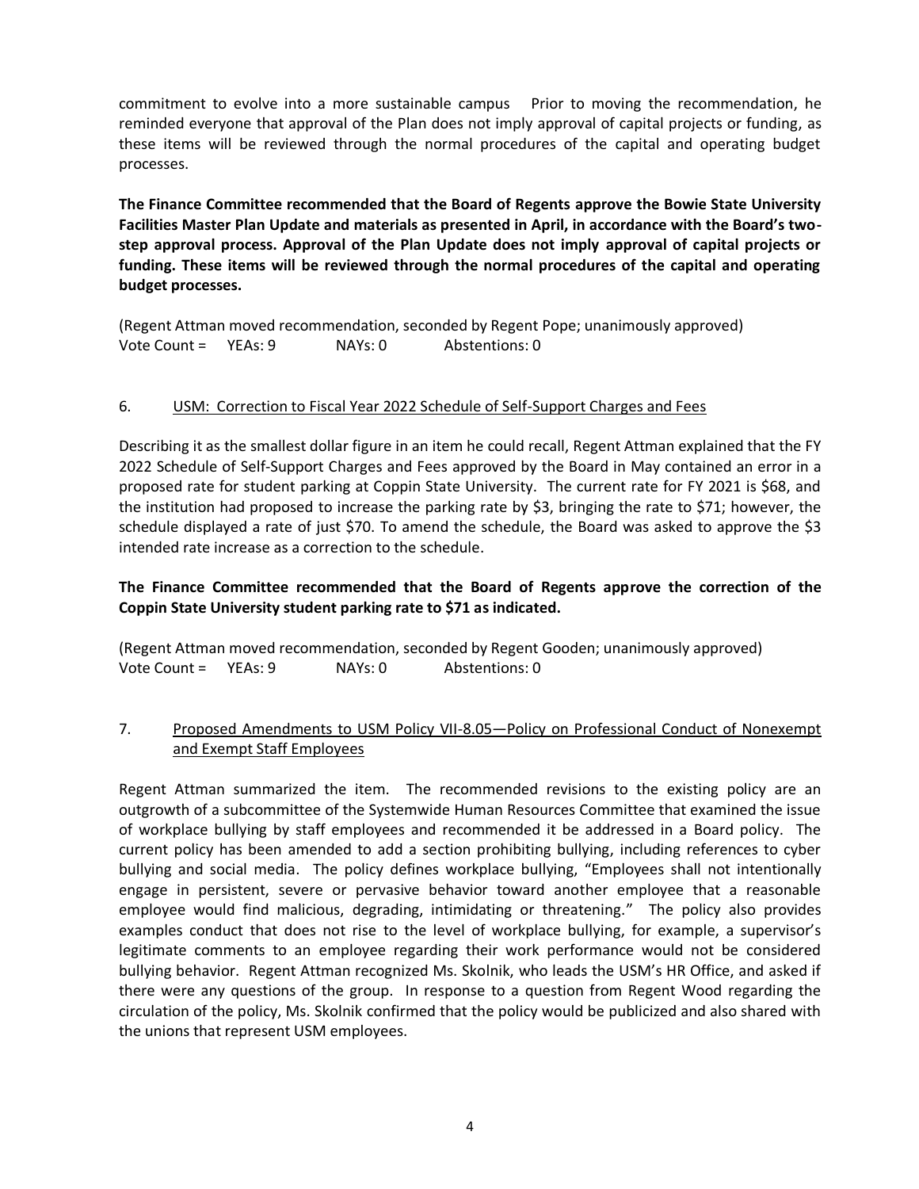commitment to evolve into a more sustainable campus Prior to moving the recommendation, he reminded everyone that approval of the Plan does not imply approval of capital projects or funding, as these items will be reviewed through the normal procedures of the capital and operating budget processes.

**The Finance Committee recommended that the Board of Regents approve the Bowie State University Facilities Master Plan Update and materials as presented in April, in accordance with the Board's two-step approval process. Approval of the Plan Update does not imply approval of capital projects or funding. These items will be reviewed through the normal procedures of the capital and operating budget processes.**

(Regent Attman moved recommendation, seconded by Regent Pope; unanimously approved)
Vote Count = YEAs: 9 NAYs: 0 Abstentions: 0

6. <u>USM: Correction to Fiscal Year 2022 Schedule of Self-Support Charges and Fees</u>

Describing it as the smallest dollar figure in an item he could recall, Regent Attman explained that the FY 2022 Schedule of Self-Support Charges and Fees approved by the Board in May contained an error in a proposed rate for student parking at Coppin State University. The current rate for FY 2021 is $68, and the institution had proposed to increase the parking rate by $3, bringing the rate to $71; however, the schedule displayed a rate of just $70. To amend the schedule, the Board was asked to approve the $3 intended rate increase as a correction to the schedule.

**The Finance Committee recommended that the Board of Regents approve the correction of the Coppin State University student parking rate to $71 as indicated.**

(Regent Attman moved recommendation, seconded by Regent Gooden; unanimously approved)
Vote Count = YEAs: 9 NAYs: 0 Abstentions: 0

7. <u>Proposed Amendments to USM Policy VII-8.05—Policy on Professional Conduct of Nonexempt and Exempt Staff Employees</u>

Regent Attman summarized the item. The recommended revisions to the existing policy are an outgrowth of a subcommittee of the Systemwide Human Resources Committee that examined the issue of workplace bullying by staff employees and recommended it be addressed in a Board policy. The current policy has been amended to add a section prohibiting bullying, including references to cyber bullying and social media. The policy defines workplace bullying, "Employees shall not intentionally engage in persistent, severe or pervasive behavior toward another employee that a reasonable employee would find malicious, degrading, intimidating or threatening." The policy also provides examples conduct that does not rise to the level of workplace bullying, for example, a supervisor's legitimate comments to an employee regarding their work performance would not be considered bullying behavior. Regent Attman recognized Ms. Skolnik, who leads the USM's HR Office, and asked if there were any questions of the group. In response to a question from Regent Wood regarding the circulation of the policy, Ms. Skolnik confirmed that the policy would be publicized and also shared with the unions that represent USM employees.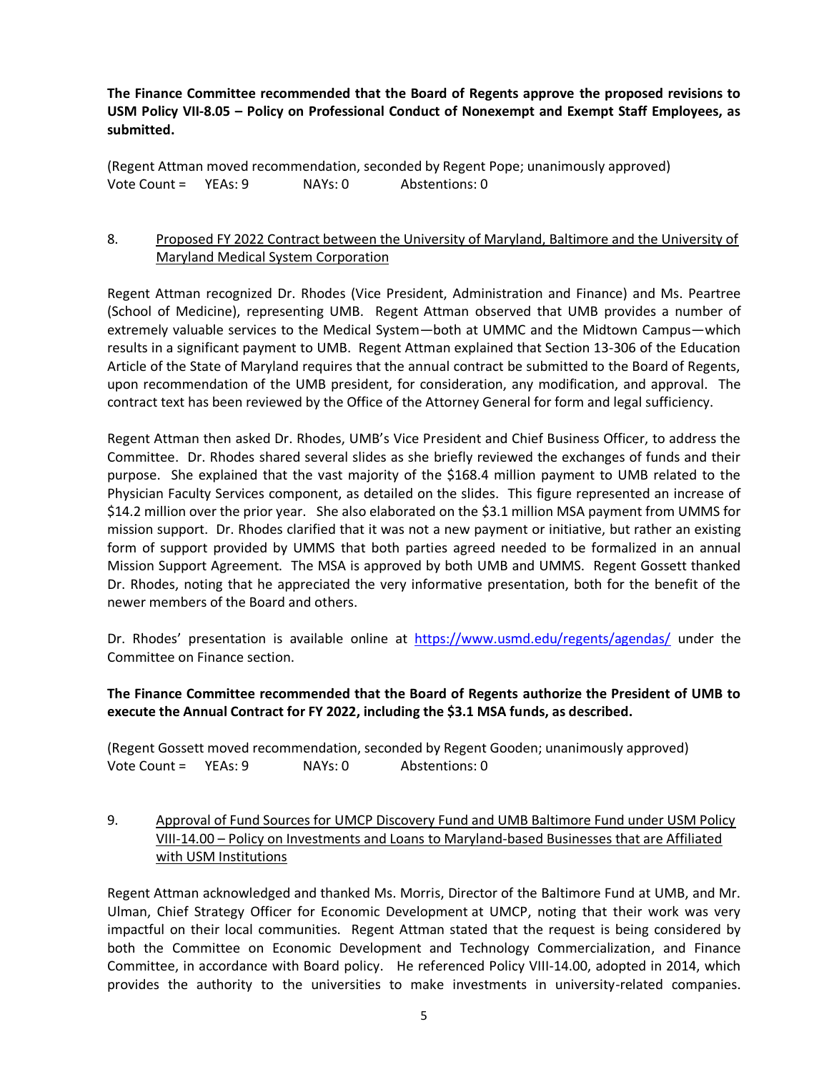**The Finance Committee recommended that the Board of Regents approve the proposed revisions to USM Policy VII-8.05 – Policy on Professional Conduct of Nonexempt and Exempt Staff Employees, as submitted.**

(Regent Attman moved recommendation, seconded by Regent Pope; unanimously approved)
Vote Count = YEAs: 9 NAYs: 0 Abstentions: 0

8. Proposed FY 2022 Contract between the University of Maryland, Baltimore and the University of Maryland Medical System Corporation

Regent Attman recognized Dr. Rhodes (Vice President, Administration and Finance) and Ms. Peartree (School of Medicine), representing UMB. Regent Attman observed that UMB provides a number of extremely valuable services to the Medical System—both at UMMC and the Midtown Campus—which results in a significant payment to UMB. Regent Attman explained that Section 13-306 of the Education Article of the State of Maryland requires that the annual contract be submitted to the Board of Regents, upon recommendation of the UMB president, for consideration, any modification, and approval. The contract text has been reviewed by the Office of the Attorney General for form and legal sufficiency.

Regent Attman then asked Dr. Rhodes, UMB's Vice President and Chief Business Officer, to address the Committee. Dr. Rhodes shared several slides as she briefly reviewed the exchanges of funds and their purpose. She explained that the vast majority of the $168.4 million payment to UMB related to the Physician Faculty Services component, as detailed on the slides. This figure represented an increase of $14.2 million over the prior year. She also elaborated on the $3.1 million MSA payment from UMMS for mission support. Dr. Rhodes clarified that it was not a new payment or initiative, but rather an existing form of support provided by UMMS that both parties agreed needed to be formalized in an annual Mission Support Agreement. The MSA is approved by both UMB and UMMS. Regent Gossett thanked Dr. Rhodes, noting that he appreciated the very informative presentation, both for the benefit of the newer members of the Board and others.

Dr. Rhodes' presentation is available online at https://www.usmd.edu/regents/agendas/ under the Committee on Finance section.

**The Finance Committee recommended that the Board of Regents authorize the President of UMB to execute the Annual Contract for FY 2022, including the $3.1 MSA funds, as described.**

(Regent Gossett moved recommendation, seconded by Regent Gooden; unanimously approved)
Vote Count = YEAs: 9 NAYs: 0 Abstentions: 0

9. Approval of Fund Sources for UMCP Discovery Fund and UMB Baltimore Fund under USM Policy VIII-14.00 – Policy on Investments and Loans to Maryland-based Businesses that are Affiliated with USM Institutions

Regent Attman acknowledged and thanked Ms. Morris, Director of the Baltimore Fund at UMB, and Mr. Ulman, Chief Strategy Officer for Economic Development at UMCP, noting that their work was very impactful on their local communities. Regent Attman stated that the request is being considered by both the Committee on Economic Development and Technology Commercialization, and Finance Committee, in accordance with Board policy. He referenced Policy VIII-14.00, adopted in 2014, which provides the authority to the universities to make investments in university-related companies.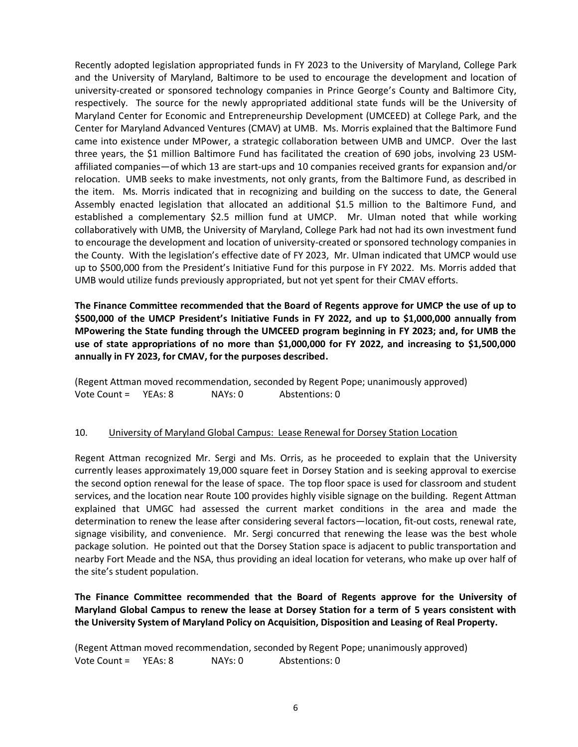Recently adopted legislation appropriated funds in FY 2023 to the University of Maryland, College Park and the University of Maryland, Baltimore to be used to encourage the development and location of university-created or sponsored technology companies in Prince George's County and Baltimore City, respectively. The source for the newly appropriated additional state funds will be the University of Maryland Center for Economic and Entrepreneurship Development (UMCEED) at College Park, and the Center for Maryland Advanced Ventures (CMAV) at UMB. Ms. Morris explained that the Baltimore Fund came into existence under MPower, a strategic collaboration between UMB and UMCP. Over the last three years, the $1 million Baltimore Fund has facilitated the creation of 690 jobs, involving 23 USM-affiliated companies—of which 13 are start-ups and 10 companies received grants for expansion and/or relocation. UMB seeks to make investments, not only grants, from the Baltimore Fund, as described in the item. Ms. Morris indicated that in recognizing and building on the success to date, the General Assembly enacted legislation that allocated an additional $1.5 million to the Baltimore Fund, and established a complementary $2.5 million fund at UMCP. Mr. Ulman noted that while working collaboratively with UMB, the University of Maryland, College Park had not had its own investment fund to encourage the development and location of university-created or sponsored technology companies in the County. With the legislation's effective date of FY 2023, Mr. Ulman indicated that UMCP would use up to $500,000 from the President's Initiative Fund for this purpose in FY 2022. Ms. Morris added that UMB would utilize funds previously appropriated, but not yet spent for their CMAV efforts.

**The Finance Committee recommended that the Board of Regents approve for UMCP the use of up to $500,000 of the UMCP President's Initiative Funds in FY 2022, and up to $1,000,000 annually from MPowering the State funding through the UMCEED program beginning in FY 2023; and, for UMB the use of state appropriations of no more than $1,000,000 for FY 2022, and increasing to $1,500,000 annually in FY 2023, for CMAV, for the purposes described.**

(Regent Attman moved recommendation, seconded by Regent Pope; unanimously approved)
Vote Count = YEAs: 8 NAYs: 0 Abstentions: 0

10. University of Maryland Global Campus: Lease Renewal for Dorsey Station Location

Regent Attman recognized Mr. Sergi and Ms. Orris, as he proceeded to explain that the University currently leases approximately 19,000 square feet in Dorsey Station and is seeking approval to exercise the second option renewal for the lease of space. The top floor space is used for classroom and student services, and the location near Route 100 provides highly visible signage on the building. Regent Attman explained that UMGC had assessed the current market conditions in the area and made the determination to renew the lease after considering several factors—location, fit-out costs, renewal rate, signage visibility, and convenience. Mr. Sergi concurred that renewing the lease was the best whole package solution. He pointed out that the Dorsey Station space is adjacent to public transportation and nearby Fort Meade and the NSA, thus providing an ideal location for veterans, who make up over half of the site's student population.

**The Finance Committee recommended that the Board of Regents approve for the University of Maryland Global Campus to renew the lease at Dorsey Station for a term of 5 years consistent with the University System of Maryland Policy on Acquisition, Disposition and Leasing of Real Property.**

(Regent Attman moved recommendation, seconded by Regent Pope; unanimously approved)
Vote Count = YEAs: 8 NAYs: 0 Abstentions: 0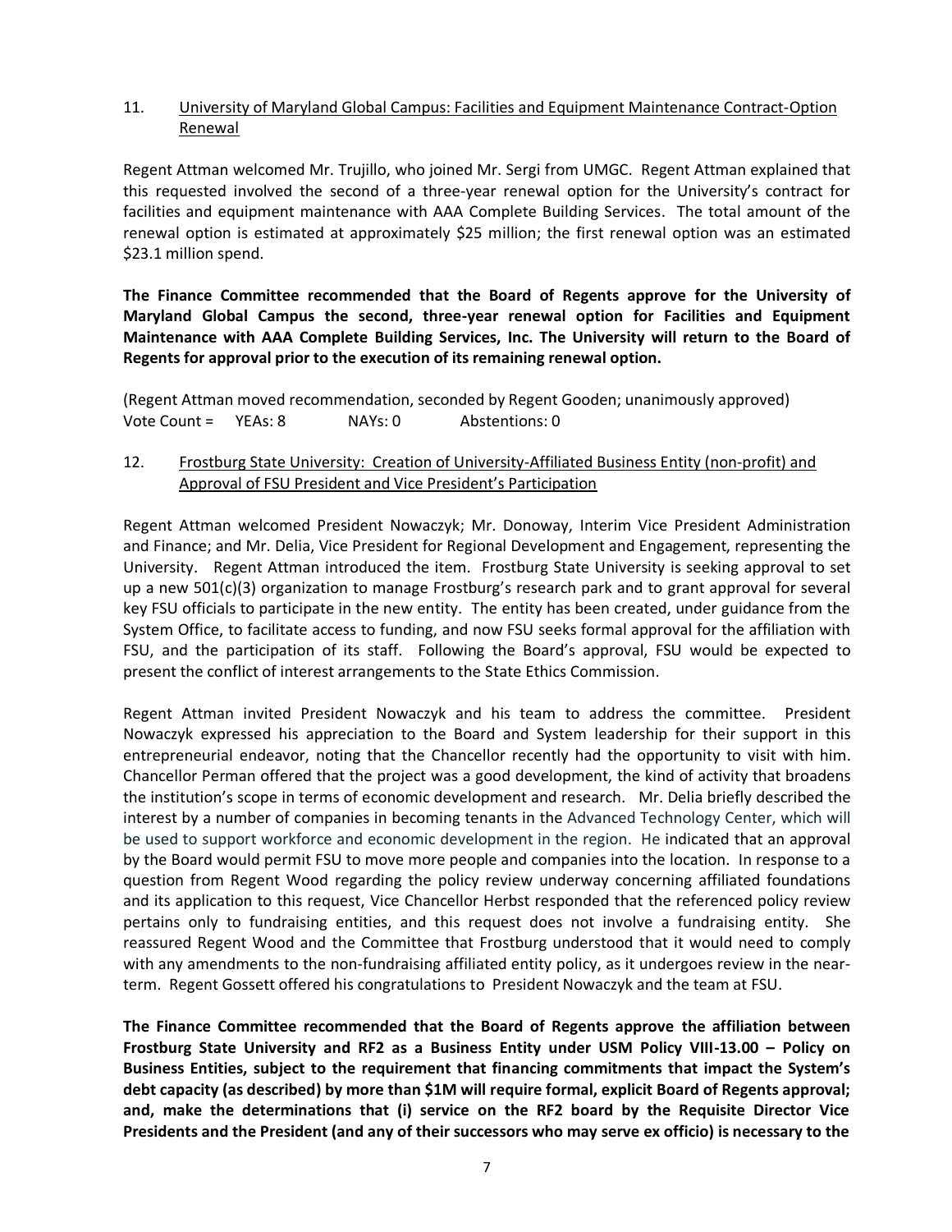11. University of Maryland Global Campus: Facilities and Equipment Maintenance Contract-Option Renewal

Regent Attman welcomed Mr. Trujillo, who joined Mr. Sergi from UMGC. Regent Attman explained that this requested involved the second of a three-year renewal option for the University's contract for facilities and equipment maintenance with AAA Complete Building Services. The total amount of the renewal option is estimated at approximately $25 million; the first renewal option was an estimated $23.1 million spend.

**The Finance Committee recommended that the Board of Regents approve for the University of Maryland Global Campus the second, three-year renewal option for Facilities and Equipment Maintenance with AAA Complete Building Services, Inc. The University will return to the Board of Regents for approval prior to the execution of its remaining renewal option.**

(Regent Attman moved recommendation, seconded by Regent Gooden; unanimously approved)
Vote Count = YEAs: 8 NAYs: 0 Abstentions: 0

12. Frostburg State University: Creation of University-Affiliated Business Entity (non-profit) and Approval of FSU President and Vice President's Participation

Regent Attman welcomed President Nowaczyk; Mr. Donoway, Interim Vice President Administration and Finance; and Mr. Delia, Vice President for Regional Development and Engagement, representing the University. Regent Attman introduced the item. Frostburg State University is seeking approval to set up a new 501(c)(3) organization to manage Frostburg's research park and to grant approval for several key FSU officials to participate in the new entity. The entity has been created, under guidance from the System Office, to facilitate access to funding, and now FSU seeks formal approval for the affiliation with FSU, and the participation of its staff. Following the Board's approval, FSU would be expected to present the conflict of interest arrangements to the State Ethics Commission.

Regent Attman invited President Nowaczyk and his team to address the committee. President Nowaczyk expressed his appreciation to the Board and System leadership for their support in this entrepreneurial endeavor, noting that the Chancellor recently had the opportunity to visit with him. Chancellor Perman offered that the project was a good development, the kind of activity that broadens the institution's scope in terms of economic development and research. Mr. Delia briefly described the interest by a number of companies in becoming tenants in the Advanced Technology Center, which will be used to support workforce and economic development in the region. He indicated that an approval by the Board would permit FSU to move more people and companies into the location. In response to a question from Regent Wood regarding the policy review underway concerning affiliated foundations and its application to this request, Vice Chancellor Herbst responded that the referenced policy review pertains only to fundraising entities, and this request does not involve a fundraising entity. She reassured Regent Wood and the Committee that Frostburg understood that it would need to comply with any amendments to the non-fundraising affiliated entity policy, as it undergoes review in the near-term. Regent Gossett offered his congratulations to President Nowaczyk and the team at FSU.

**The Finance Committee recommended that the Board of Regents approve the affiliation between Frostburg State University and RF2 as a Business Entity under USM Policy VIII-13.00 – Policy on Business Entities, subject to the requirement that financing commitments that impact the System's debt capacity (as described) by more than $1M will require formal, explicit Board of Regents approval; and, make the determinations that (i) service on the RF2 board by the Requisite Director Vice Presidents and the President (and any of their successors who may serve ex officio) is necessary to the**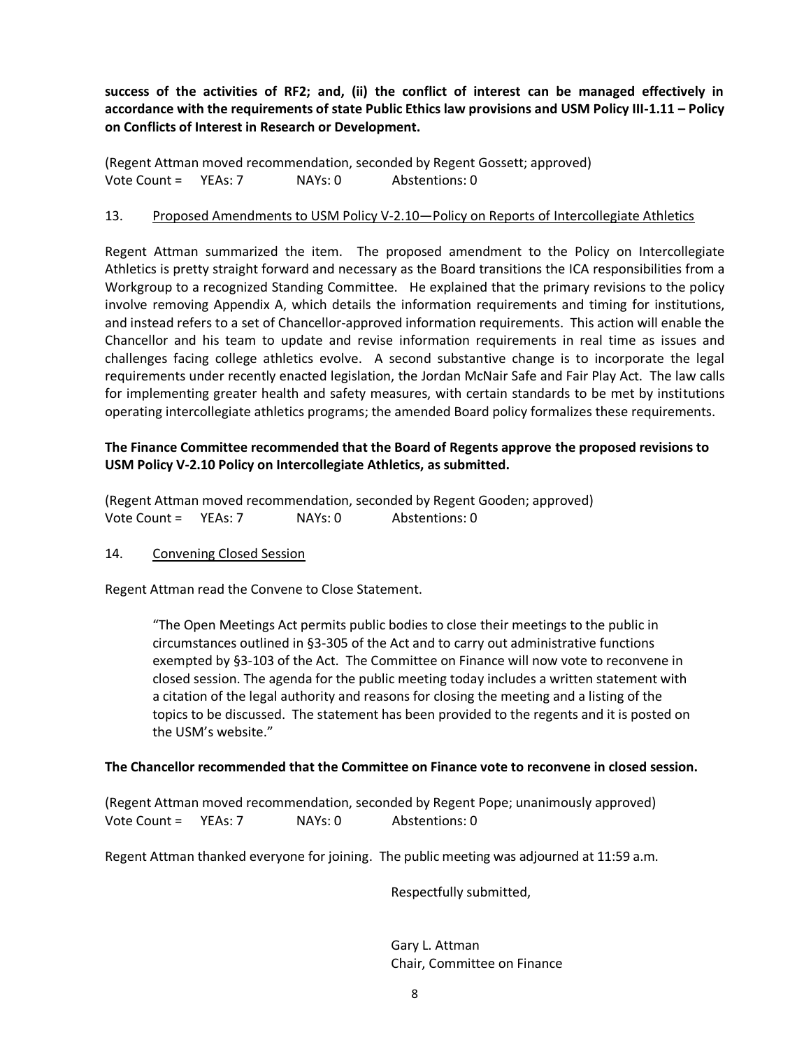**success of the activities of RF2; and, (ii) the conflict of interest can be managed effectively in accordance with the requirements of state Public Ethics law provisions and USM Policy III-1.11 – Policy on Conflicts of Interest in Research or Development.**

(Regent Attman moved recommendation, seconded by Regent Gossett; approved)
Vote Count = YEAs: 7 NAYs: 0 Abstentions: 0

13. Proposed Amendments to USM Policy V-2.10—Policy on Reports of Intercollegiate Athletics

Regent Attman summarized the item. The proposed amendment to the Policy on Intercollegiate Athletics is pretty straight forward and necessary as the Board transitions the ICA responsibilities from a Workgroup to a recognized Standing Committee. He explained that the primary revisions to the policy involve removing Appendix A, which details the information requirements and timing for institutions, and instead refers to a set of Chancellor-approved information requirements. This action will enable the Chancellor and his team to update and revise information requirements in real time as issues and challenges facing college athletics evolve. A second substantive change is to incorporate the legal requirements under recently enacted legislation, the Jordan McNair Safe and Fair Play Act. The law calls for implementing greater health and safety measures, with certain standards to be met by institutions operating intercollegiate athletics programs; the amended Board policy formalizes these requirements.

**The Finance Committee recommended that the Board of Regents approve the proposed revisions to USM Policy V-2.10 Policy on Intercollegiate Athletics, as submitted.**

(Regent Attman moved recommendation, seconded by Regent Gooden; approved)
Vote Count = YEAs: 7 NAYs: 0 Abstentions: 0

14. Convening Closed Session

Regent Attman read the Convene to Close Statement.

> "The Open Meetings Act permits public bodies to close their meetings to the public in circumstances outlined in §3-305 of the Act and to carry out administrative functions exempted by §3-103 of the Act. The Committee on Finance will now vote to reconvene in closed session. The agenda for the public meeting today includes a written statement with a citation of the legal authority and reasons for closing the meeting and a listing of the topics to be discussed. The statement has been provided to the regents and it is posted on the USM's website."

**The Chancellor recommended that the Committee on Finance vote to reconvene in closed session.**

(Regent Attman moved recommendation, seconded by Regent Pope; unanimously approved)
Vote Count = YEAs: 7 NAYs: 0 Abstentions: 0

Regent Attman thanked everyone for joining. The public meeting was adjourned at 11:59 a.m.

Respectfully submitted,

Gary L. Attman
Chair, Committee on Finance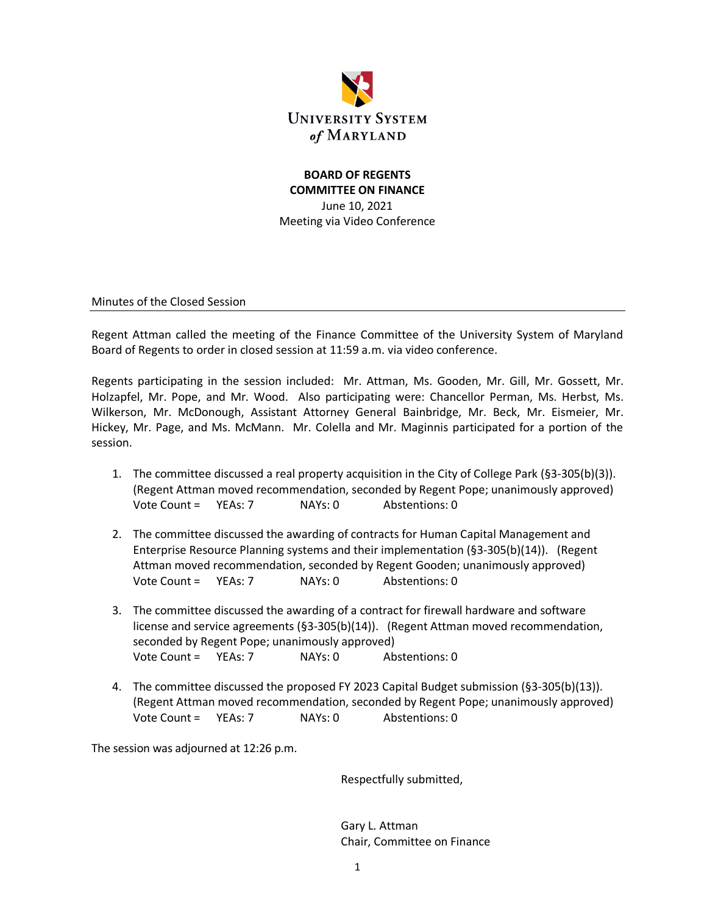UNIVERSITY SYSTEM of MARYLAND

**BOARD OF REGENTS**
**COMMITTEE ON FINANCE**
June 10, 2021
Meeting via Video Conference

Minutes of the Closed Session

---

Regent Attman called the meeting of the Finance Committee of the University System of Maryland Board of Regents to order in closed session at 11:59 a.m. via video conference.

Regents participating in the session included: Mr. Attman, Ms. Gooden, Mr. Gill, Mr. Gossett, Mr. Holzapfel, Mr. Pope, and Mr. Wood. Also participating were: Chancellor Perman, Ms. Herbst, Ms. Wilkerson, Mr. McDonough, Assistant Attorney General Bainbridge, Mr. Beck, Mr. Eismeier, Mr. Hickey, Mr. Page, and Ms. McMann. Mr. Colella and Mr. Maginnis participated for a portion of the session.

1. The committee discussed a real property acquisition in the City of College Park (§3-305(b)(3)). (Regent Attman moved recommendation, seconded by Regent Pope; unanimously approved)
   Vote Count = YEAs: 7 NAYs: 0 Abstentions: 0

2. The committee discussed the awarding of contracts for Human Capital Management and Enterprise Resource Planning systems and their implementation (§3-305(b)(14)). (Regent Attman moved recommendation, seconded by Regent Gooden; unanimously approved)
   Vote Count = YEAs: 7 NAYs: 0 Abstentions: 0

3. The committee discussed the awarding of a contract for firewall hardware and software license and service agreements (§3-305(b)(14)). (Regent Attman moved recommendation, seconded by Regent Pope; unanimously approved)
   Vote Count = YEAs: 7 NAYs: 0 Abstentions: 0

4. The committee discussed the proposed FY 2023 Capital Budget submission (§3-305(b)(13)). (Regent Attman moved recommendation, seconded by Regent Pope; unanimously approved)
   Vote Count = YEAs: 7 NAYs: 0 Abstentions: 0

The session was adjourned at 12:26 p.m.

Respectfully submitted,

Gary L. Attman
Chair, Committee on Finance